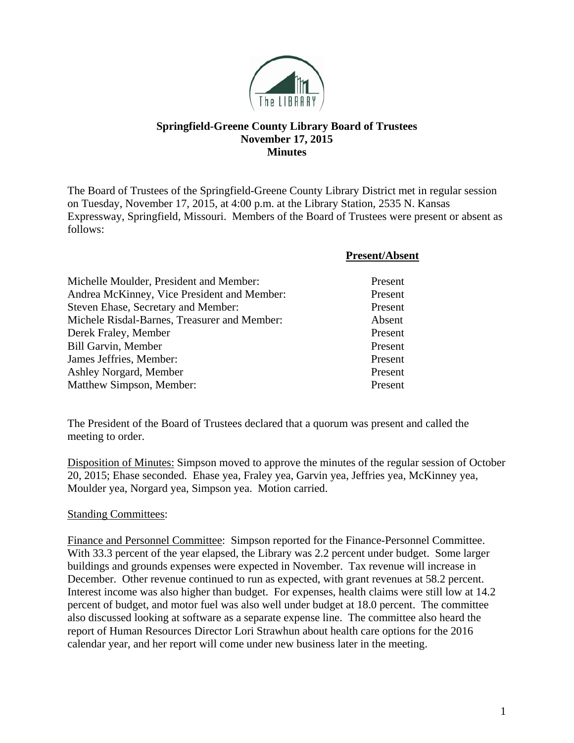# Springfield-Greene County Library Board of Trustees
## November 17, 2015
## Minutes

The Board of Trustees of the Springfield-Greene County Library District met in regular session on Tuesday, November 17, 2015, at 4:00 p.m. at the Library Station, 2535 N. Kansas Expressway, Springfield, Missouri. Members of the Board of Trustees were present or absent as follows:

| | **Present/Absent** |
|---|---|
| Michelle Moulder, President and Member: | Present |
| Andrea McKinney, Vice President and Member: | Present |
| Steven Ehase, Secretary and Member: | Present |
| Michele Risdal-Barnes, Treasurer and Member: | Absent |
| Derek Fraley, Member | Present |
| Bill Garvin, Member | Present |
| James Jeffries, Member: | Present |
| Ashley Norgard, Member | Present |
| Matthew Simpson, Member: | Present |

The President of the Board of Trustees declared that a quorum was present and called the meeting to order.

Disposition of Minutes: Simpson moved to approve the minutes of the regular session of October 20, 2015; Ehase seconded. Ehase yea, Fraley yea, Garvin yea, Jeffries yea, McKinney yea, Moulder yea, Norgard yea, Simpson yea. Motion carried.

Standing Committees:

Finance and Personnel Committee: Simpson reported for the Finance-Personnel Committee. With 33.3 percent of the year elapsed, the Library was 2.2 percent under budget. Some larger buildings and grounds expenses were expected in November. Tax revenue will increase in December. Other revenue continued to run as expected, with grant revenues at 58.2 percent. Interest income was also higher than budget. For expenses, health claims were still low at 14.2 percent of budget, and motor fuel was also well under budget at 18.0 percent. The committee also discussed looking at software as a separate expense line. The committee also heard the report of Human Resources Director Lori Strawhun about health care options for the 2016 calendar year, and her report will come under new business later in the meeting.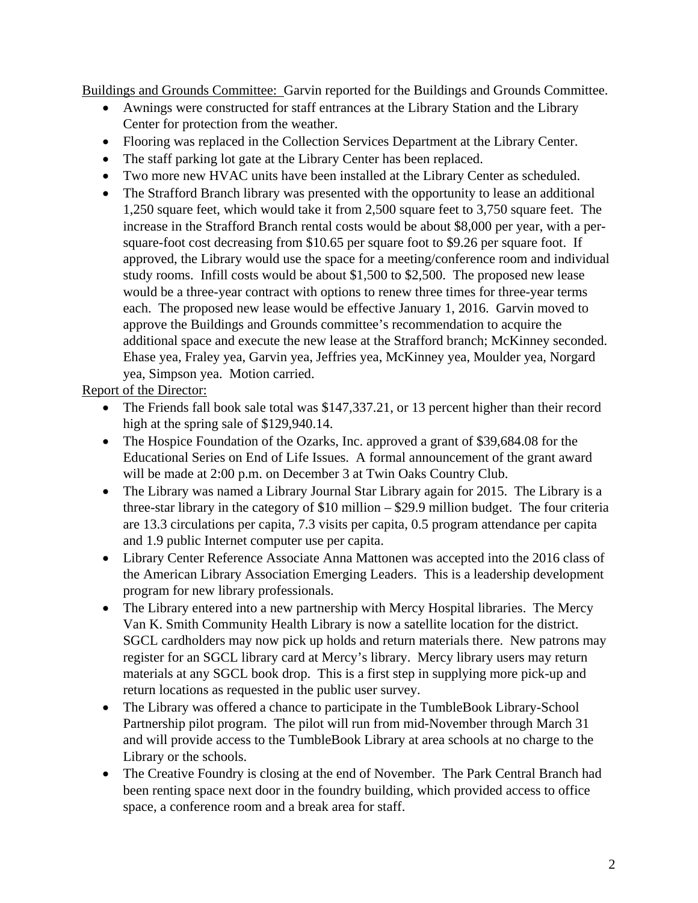<u>Buildings and Grounds Committee:</u> Garvin reported for the Buildings and Grounds Committee.

- Awnings were constructed for staff entrances at the Library Station and the Library Center for protection from the weather.
- Flooring was replaced in the Collection Services Department at the Library Center.
- The staff parking lot gate at the Library Center has been replaced.
- Two more new HVAC units have been installed at the Library Center as scheduled.
- The Strafford Branch library was presented with the opportunity to lease an additional 1,250 square feet, which would take it from 2,500 square feet to 3,750 square feet. The increase in the Strafford Branch rental costs would be about $8,000 per year, with a per-square-foot cost decreasing from $10.65 per square foot to $9.26 per square foot. If approved, the Library would use the space for a meeting/conference room and individual study rooms. Infill costs would be about $1,500 to $2,500. The proposed new lease would be a three-year contract with options to renew three times for three-year terms each. The proposed new lease would be effective January 1, 2016. Garvin moved to approve the Buildings and Grounds committee's recommendation to acquire the additional space and execute the new lease at the Strafford branch; McKinney seconded. Ehase yea, Fraley yea, Garvin yea, Jeffries yea, McKinney yea, Moulder yea, Norgard yea, Simpson yea. Motion carried.

<u>Report of the Director:</u>

- The Friends fall book sale total was $147,337.21, or 13 percent higher than their record high at the spring sale of $129,940.14.
- The Hospice Foundation of the Ozarks, Inc. approved a grant of $39,684.08 for the Educational Series on End of Life Issues. A formal announcement of the grant award will be made at 2:00 p.m. on December 3 at Twin Oaks Country Club.
- The Library was named a Library Journal Star Library again for 2015. The Library is a three-star library in the category of $10 million – $29.9 million budget. The four criteria are 13.3 circulations per capita, 7.3 visits per capita, 0.5 program attendance per capita and 1.9 public Internet computer use per capita.
- Library Center Reference Associate Anna Mattonen was accepted into the 2016 class of the American Library Association Emerging Leaders. This is a leadership development program for new library professionals.
- The Library entered into a new partnership with Mercy Hospital libraries. The Mercy Van K. Smith Community Health Library is now a satellite location for the district. SGCL cardholders may now pick up holds and return materials there. New patrons may register for an SGCL library card at Mercy's library. Mercy library users may return materials at any SGCL book drop. This is a first step in supplying more pick-up and return locations as requested in the public user survey.
- The Library was offered a chance to participate in the TumbleBook Library-School Partnership pilot program. The pilot will run from mid-November through March 31 and will provide access to the TumbleBook Library at area schools at no charge to the Library or the schools.
- The Creative Foundry is closing at the end of November. The Park Central Branch had been renting space next door in the foundry building, which provided access to office space, a conference room and a break area for staff.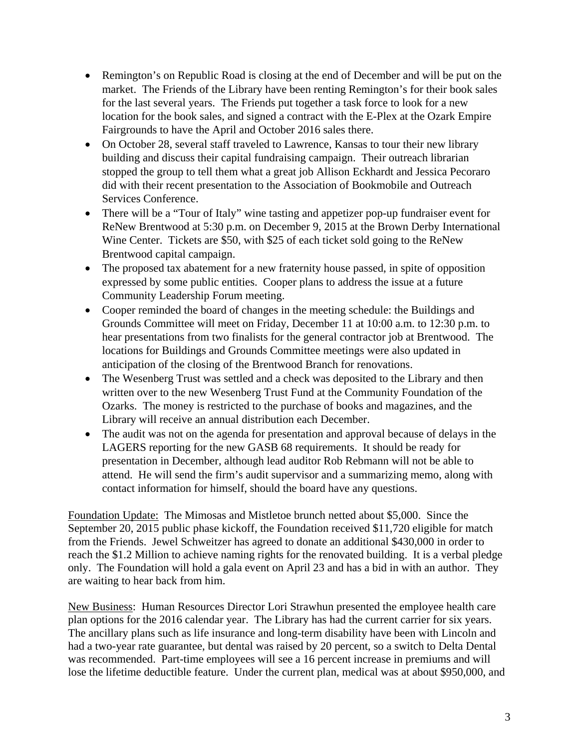- Remington's on Republic Road is closing at the end of December and will be put on the market. The Friends of the Library have been renting Remington's for their book sales for the last several years. The Friends put together a task force to look for a new location for the book sales, and signed a contract with the E-Plex at the Ozark Empire Fairgrounds to have the April and October 2016 sales there.
- On October 28, several staff traveled to Lawrence, Kansas to tour their new library building and discuss their capital fundraising campaign. Their outreach librarian stopped the group to tell them what a great job Allison Eckhardt and Jessica Pecoraro did with their recent presentation to the Association of Bookmobile and Outreach Services Conference.
- There will be a "Tour of Italy" wine tasting and appetizer pop-up fundraiser event for ReNew Brentwood at 5:30 p.m. on December 9, 2015 at the Brown Derby International Wine Center. Tickets are $50, with $25 of each ticket sold going to the ReNew Brentwood capital campaign.
- The proposed tax abatement for a new fraternity house passed, in spite of opposition expressed by some public entities. Cooper plans to address the issue at a future Community Leadership Forum meeting.
- Cooper reminded the board of changes in the meeting schedule: the Buildings and Grounds Committee will meet on Friday, December 11 at 10:00 a.m. to 12:30 p.m. to hear presentations from two finalists for the general contractor job at Brentwood. The locations for Buildings and Grounds Committee meetings were also updated in anticipation of the closing of the Brentwood Branch for renovations.
- The Wesenberg Trust was settled and a check was deposited to the Library and then written over to the new Wesenberg Trust Fund at the Community Foundation of the Ozarks. The money is restricted to the purchase of books and magazines, and the Library will receive an annual distribution each December.
- The audit was not on the agenda for presentation and approval because of delays in the LAGERS reporting for the new GASB 68 requirements. It should be ready for presentation in December, although lead auditor Rob Rebmann will not be able to attend. He will send the firm's audit supervisor and a summarizing memo, along with contact information for himself, should the board have any questions.

Foundation Update: The Mimosas and Mistletoe brunch netted about $5,000. Since the September 20, 2015 public phase kickoff, the Foundation received $11,720 eligible for match from the Friends. Jewel Schweitzer has agreed to donate an additional $430,000 in order to reach the $1.2 Million to achieve naming rights for the renovated building. It is a verbal pledge only. The Foundation will hold a gala event on April 23 and has a bid in with an author. They are waiting to hear back from him.

New Business: Human Resources Director Lori Strawhun presented the employee health care plan options for the 2016 calendar year. The Library has had the current carrier for six years. The ancillary plans such as life insurance and long-term disability have been with Lincoln and had a two-year rate guarantee, but dental was raised by 20 percent, so a switch to Delta Dental was recommended. Part-time employees will see a 16 percent increase in premiums and will lose the lifetime deductible feature. Under the current plan, medical was at about $950,000, and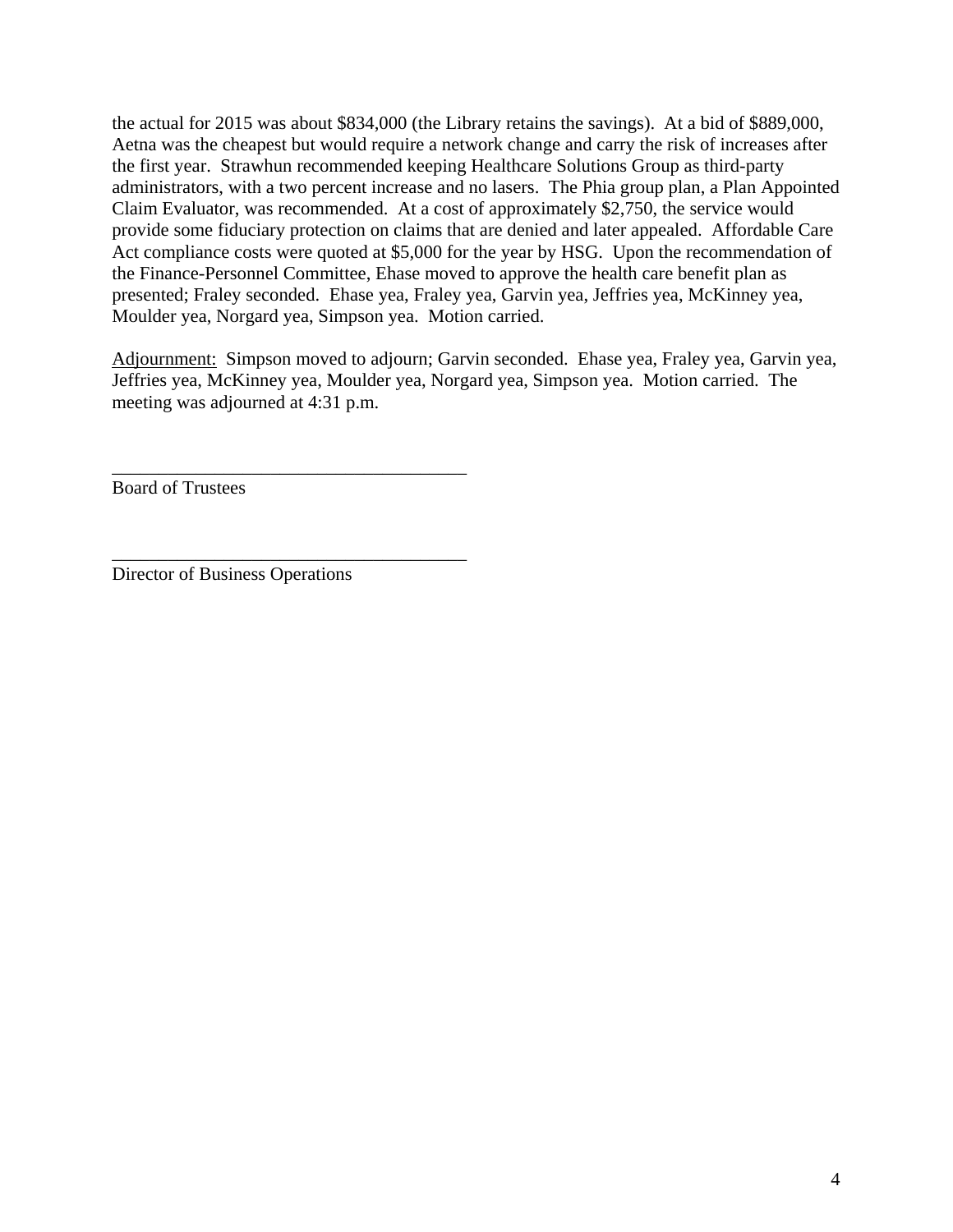the actual for 2015 was about $834,000 (the Library retains the savings). At a bid of $889,000, Aetna was the cheapest but would require a network change and carry the risk of increases after the first year. Strawhun recommended keeping Healthcare Solutions Group as third-party administrators, with a two percent increase and no lasers. The Phia group plan, a Plan Appointed Claim Evaluator, was recommended. At a cost of approximately $2,750, the service would provide some fiduciary protection on claims that are denied and later appealed. Affordable Care Act compliance costs were quoted at $5,000 for the year by HSG. Upon the recommendation of the Finance-Personnel Committee, Ehase moved to approve the health care benefit plan as presented; Fraley seconded. Ehase yea, Fraley yea, Garvin yea, Jeffries yea, McKinney yea, Moulder yea, Norgard yea, Simpson yea. Motion carried.

<u>Adjournment:</u> Simpson moved to adjourn; Garvin seconded. Ehase yea, Fraley yea, Garvin yea, Jeffries yea, McKinney yea, Moulder yea, Norgard yea, Simpson yea. Motion carried. The meeting was adjourned at 4:31 p.m.

_______________________________________
Board of Trustees

_______________________________________
Director of Business Operations